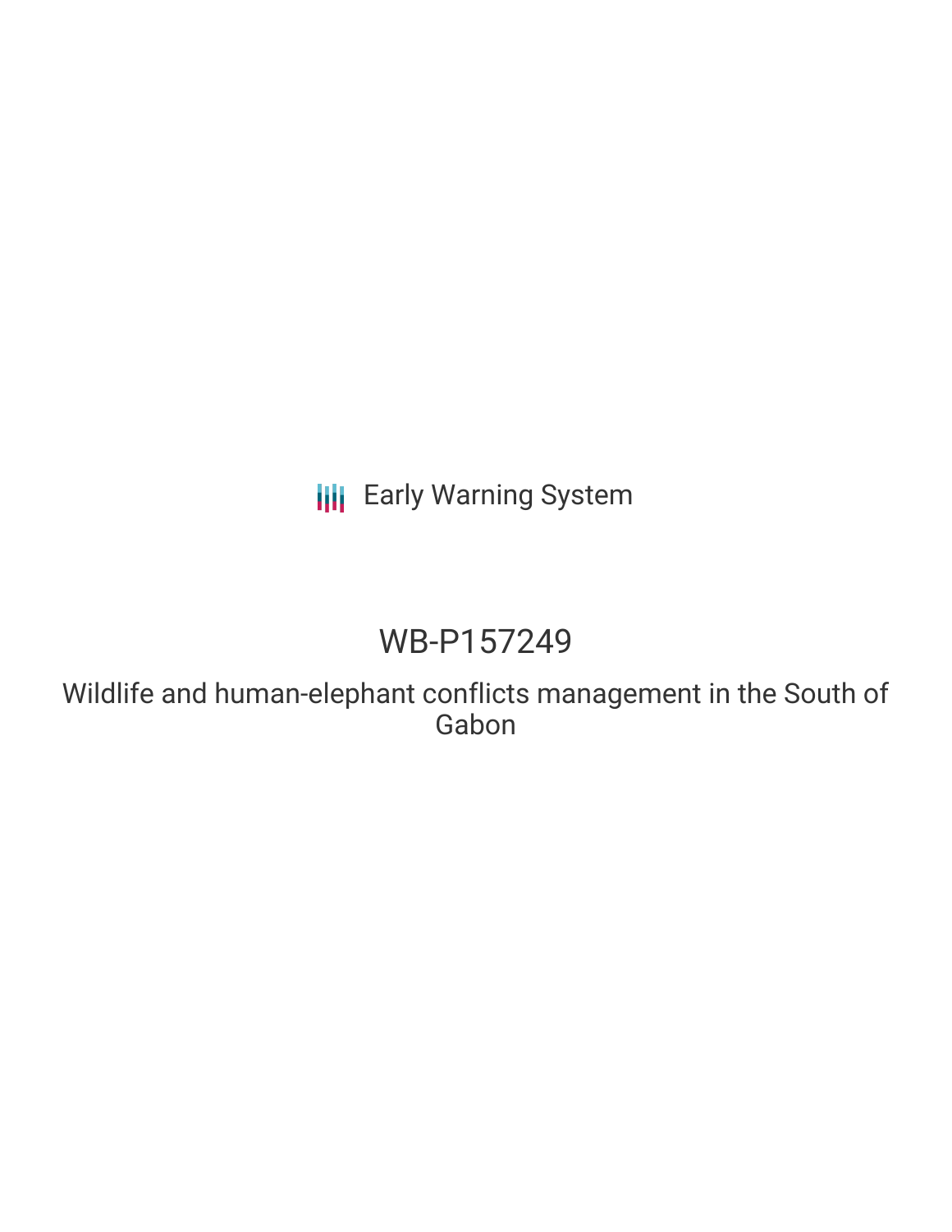Early Warning System

# WB-P157249

Wildlife and human-elephant conflicts management in the South of Gabon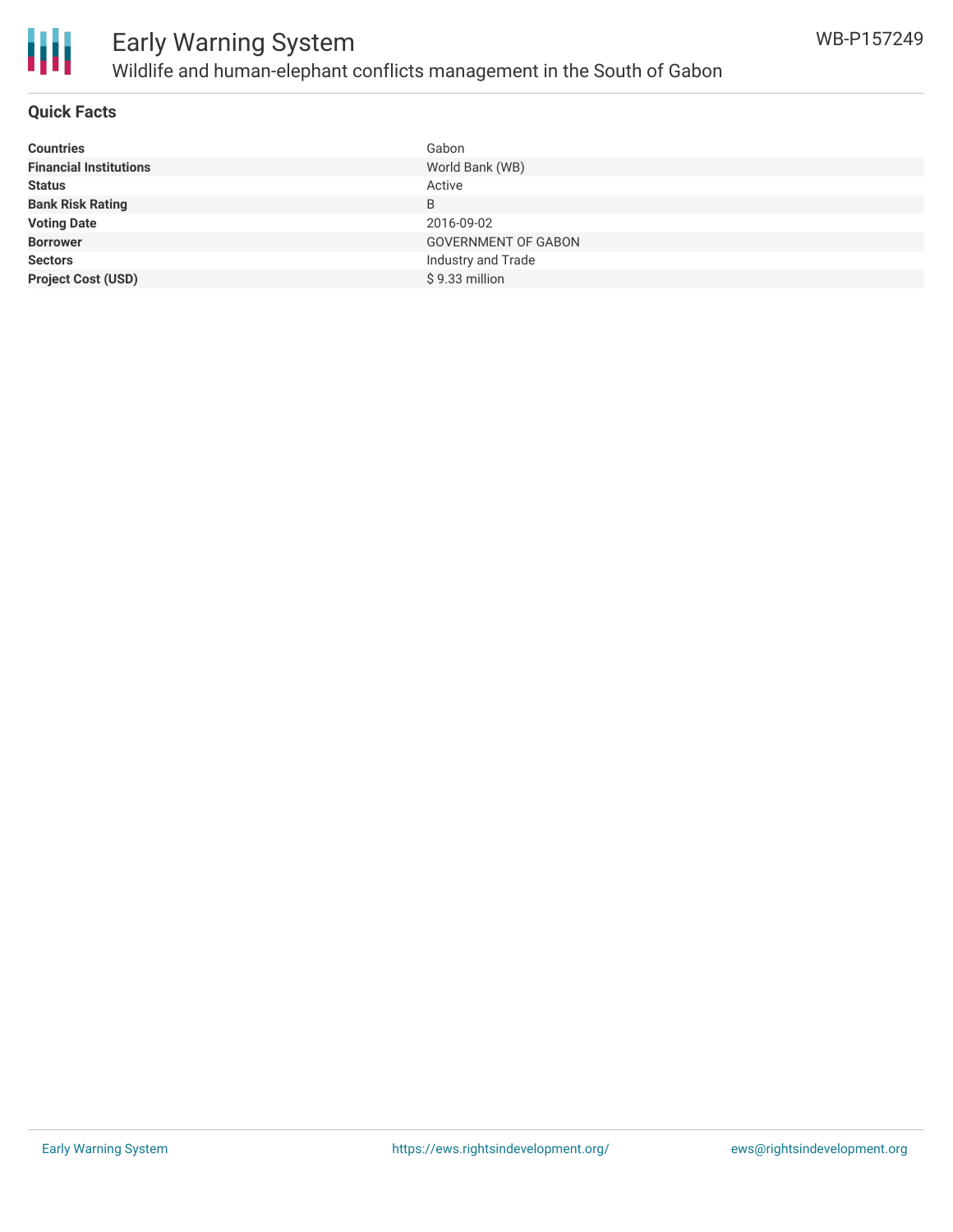# Early Warning System

## Wildlife and human-elephant conflicts management in the South of Gabon

WB-P157249

### Quick Facts

| | |
|---|---|
| **Countries** | Gabon |
| **Financial Institutions** | World Bank (WB) |
| **Status** | Active |
| **Bank Risk Rating** | B |
| **Voting Date** | 2016-09-02 |
| **Borrower** | GOVERNMENT OF GABON |
| **Sectors** | Industry and Trade |
| **Project Cost (USD)** | $ 9.33 million |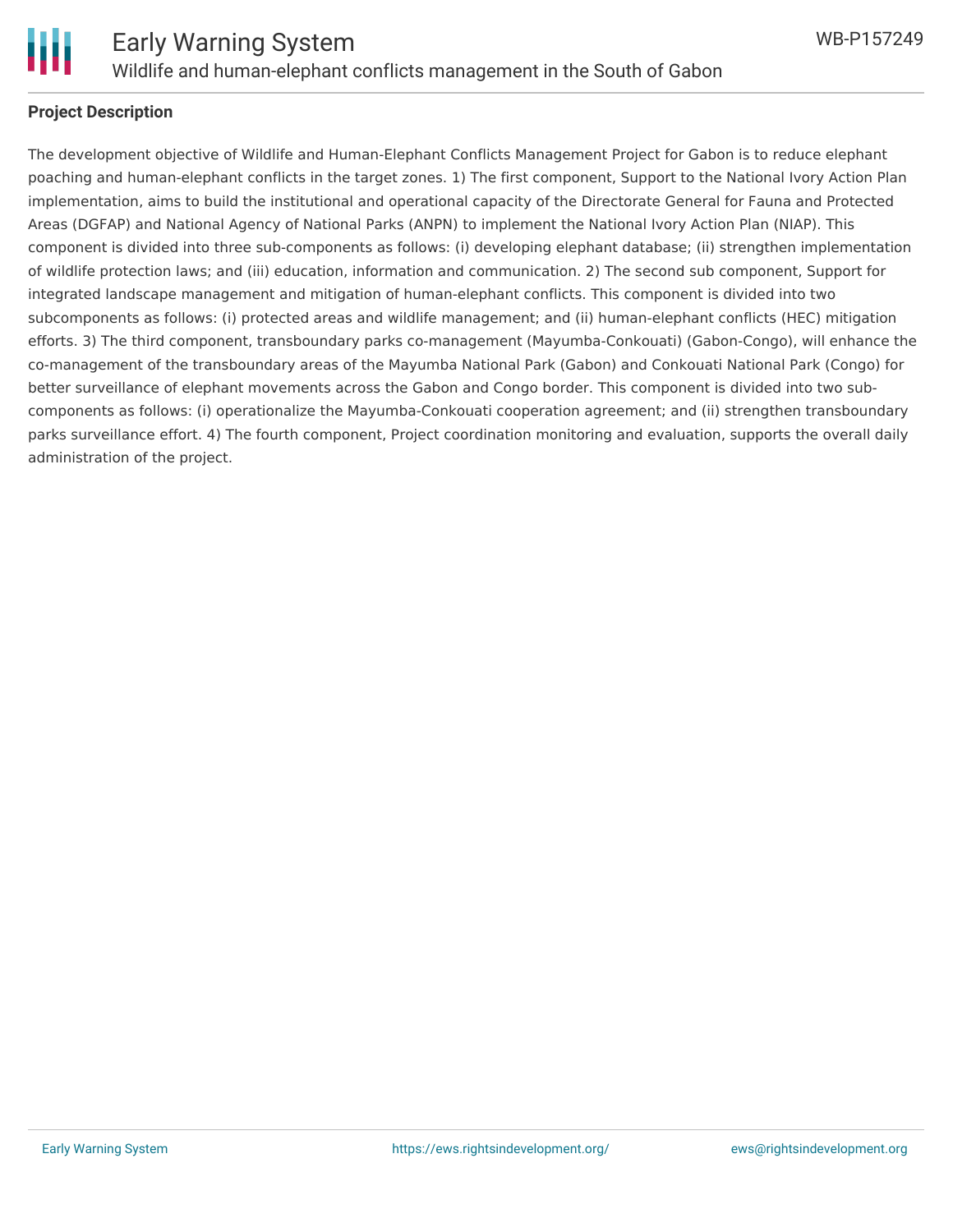## Project Description

The development objective of Wildlife and Human-Elephant Conflicts Management Project for Gabon is to reduce elephant poaching and human-elephant conflicts in the target zones. 1) The first component, Support to the National Ivory Action Plan implementation, aims to build the institutional and operational capacity of the Directorate General for Fauna and Protected Areas (DGFAP) and National Agency of National Parks (ANPN) to implement the National Ivory Action Plan (NIAP). This component is divided into three sub-components as follows: (i) developing elephant database; (ii) strengthen implementation of wildlife protection laws; and (iii) education, information and communication. 2) The second sub component, Support for integrated landscape management and mitigation of human-elephant conflicts. This component is divided into two subcomponents as follows: (i) protected areas and wildlife management; and (ii) human-elephant conflicts (HEC) mitigation efforts. 3) The third component, transboundary parks co-management (Mayumba-Conkouati) (Gabon-Congo), will enhance the co-management of the transboundary areas of the Mayumba National Park (Gabon) and Conkouati National Park (Congo) for better surveillance of elephant movements across the Gabon and Congo border. This component is divided into two sub-components as follows: (i) operationalize the Mayumba-Conkouati cooperation agreement; and (ii) strengthen transboundary parks surveillance effort. 4) The fourth component, Project coordination monitoring and evaluation, supports the overall daily administration of the project.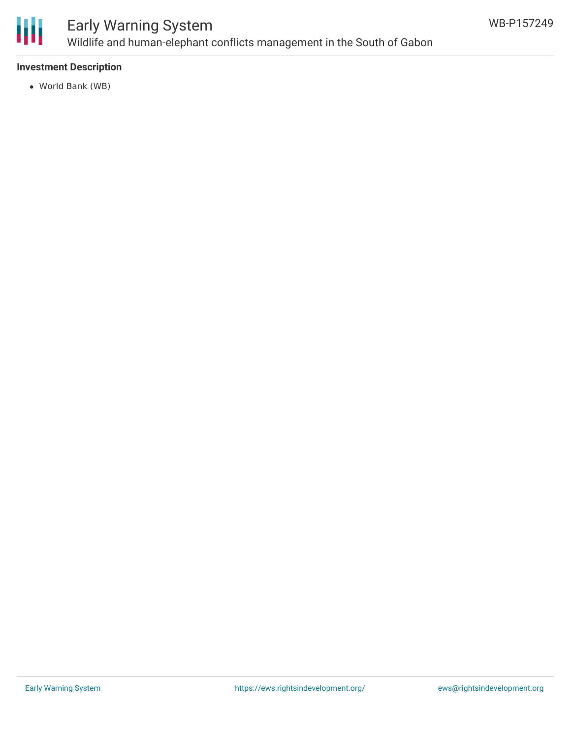**Investment Description**

- World Bank (WB)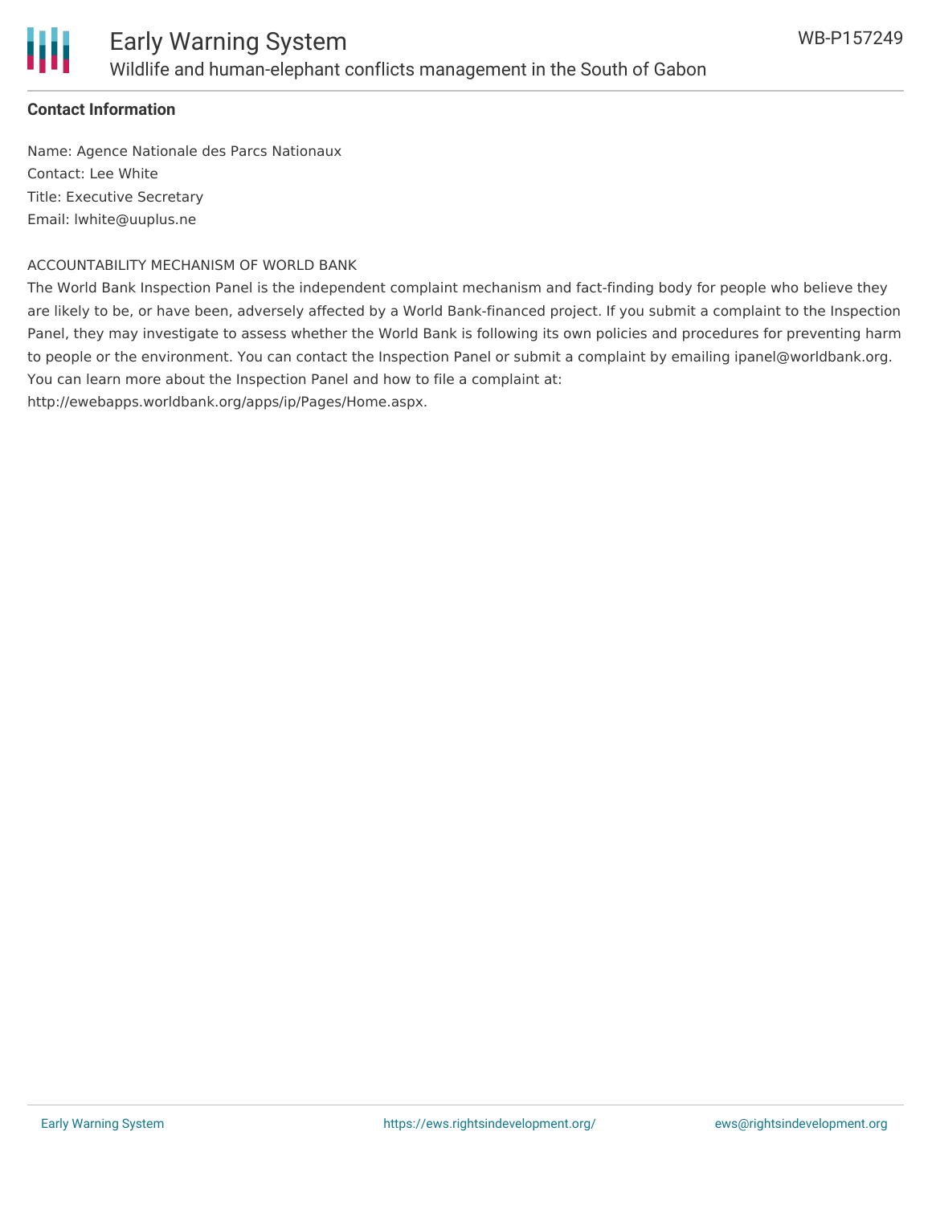**Contact Information**

Name: Agence Nationale des Parcs Nationaux
Contact: Lee White
Title: Executive Secretary
Email: lwhite@uuplus.ne

ACCOUNTABILITY MECHANISM OF WORLD BANK

The World Bank Inspection Panel is the independent complaint mechanism and fact-finding body for people who believe they are likely to be, or have been, adversely affected by a World Bank-financed project. If you submit a complaint to the Inspection Panel, they may investigate to assess whether the World Bank is following its own policies and procedures for preventing harm to people or the environment. You can contact the Inspection Panel or submit a complaint by emailing ipanel@worldbank.org. You can learn more about the Inspection Panel and how to file a complaint at: http://ewebapps.worldbank.org/apps/ip/Pages/Home.aspx.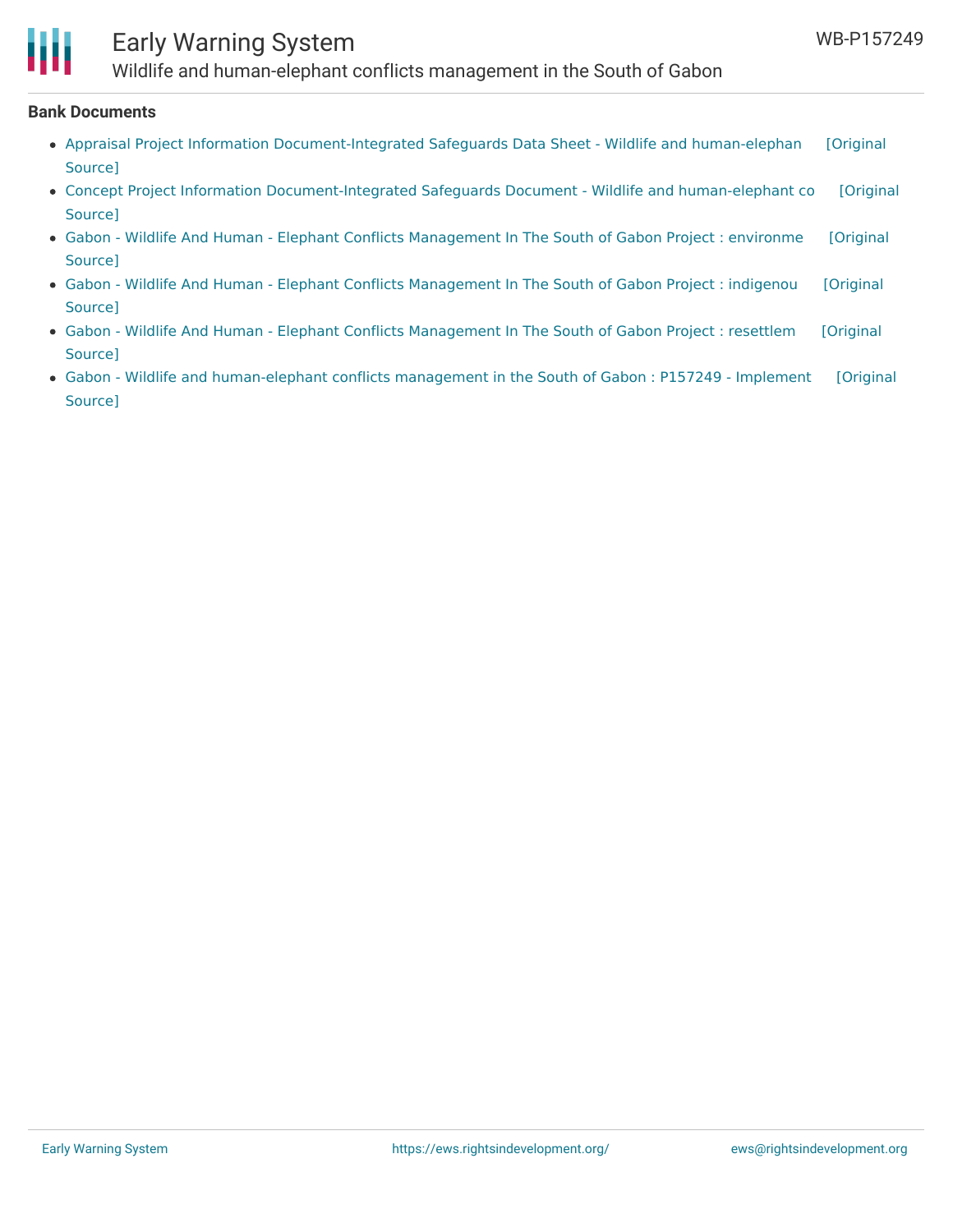**Bank Documents**

- Appraisal Project Information Document-Integrated Safeguards Data Sheet - Wildlife and human-elephan [Original Source]
- Concept Project Information Document-Integrated Safeguards Document - Wildlife and human-elephant co [Original Source]
- Gabon - Wildlife And Human - Elephant Conflicts Management In The South of Gabon Project : environme [Original Source]
- Gabon - Wildlife And Human - Elephant Conflicts Management In The South of Gabon Project : indigenou [Original Source]
- Gabon - Wildlife And Human - Elephant Conflicts Management In The South of Gabon Project : resettlem [Original Source]
- Gabon - Wildlife and human-elephant conflicts management in the South of Gabon : P157249 - Implement [Original Source]